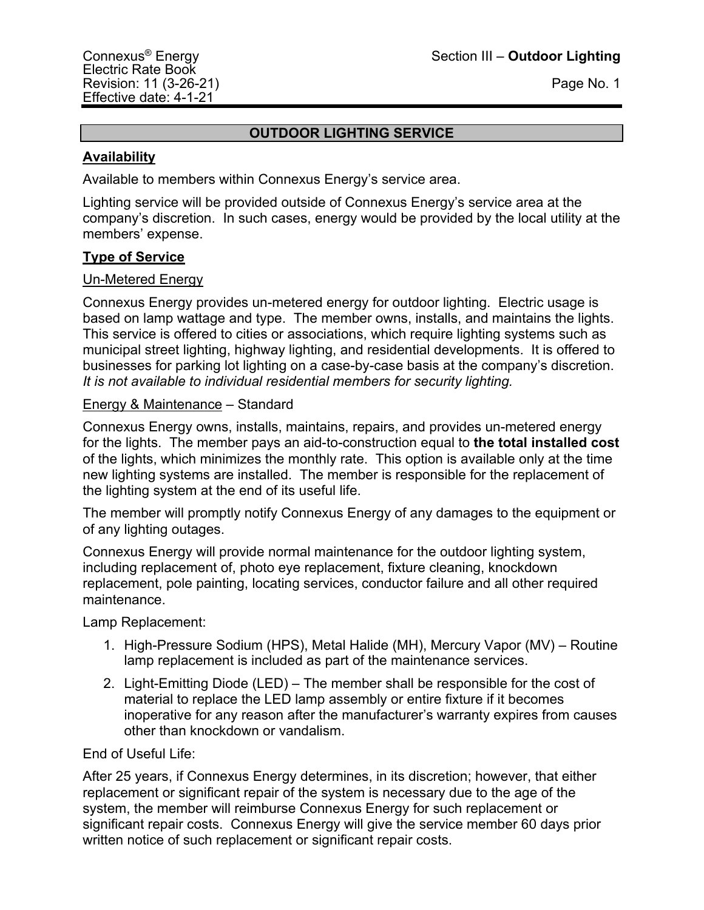# OUTDOOR LIGHTING SERVICE

## Availability

Available to members within Connexus Energy's service area.

Lighting service will be provided outside of Connexus Energy's service area at the company's discretion. In such cases, energy would be provided by the local utility at the members' expense.

## Type of Service

### Un-Metered Energy

Connexus Energy provides un-metered energy for outdoor lighting. Electric usage is based on lamp wattage and type. The member owns, installs, and maintains the lights. This service is offered to cities or associations, which require lighting systems such as municipal street lighting, highway lighting, and residential developments. It is offered to businesses for parking lot lighting on a case-by-case basis at the company's discretion. *It is not available to individual residential members for security lighting.*

### Energy & Maintenance – Standard

Connexus Energy owns, installs, maintains, repairs, and provides un-metered energy for the lights. The member pays an aid-to-construction equal to **the total installed cost** of the lights, which minimizes the monthly rate. This option is available only at the time new lighting systems are installed. The member is responsible for the replacement of the lighting system at the end of its useful life.

The member will promptly notify Connexus Energy of any damages to the equipment or of any lighting outages.

Connexus Energy will provide normal maintenance for the outdoor lighting system, including replacement of, photo eye replacement, fixture cleaning, knockdown replacement, pole painting, locating services, conductor failure and all other required maintenance.

Lamp Replacement:

1. High-Pressure Sodium (HPS), Metal Halide (MH), Mercury Vapor (MV) – Routine lamp replacement is included as part of the maintenance services.
2. Light-Emitting Diode (LED) – The member shall be responsible for the cost of material to replace the LED lamp assembly or entire fixture if it becomes inoperative for any reason after the manufacturer's warranty expires from causes other than knockdown or vandalism.

End of Useful Life:

After 25 years, if Connexus Energy determines, in its discretion; however, that either replacement or significant repair of the system is necessary due to the age of the system, the member will reimburse Connexus Energy for such replacement or significant repair costs. Connexus Energy will give the service member 60 days prior written notice of such replacement or significant repair costs.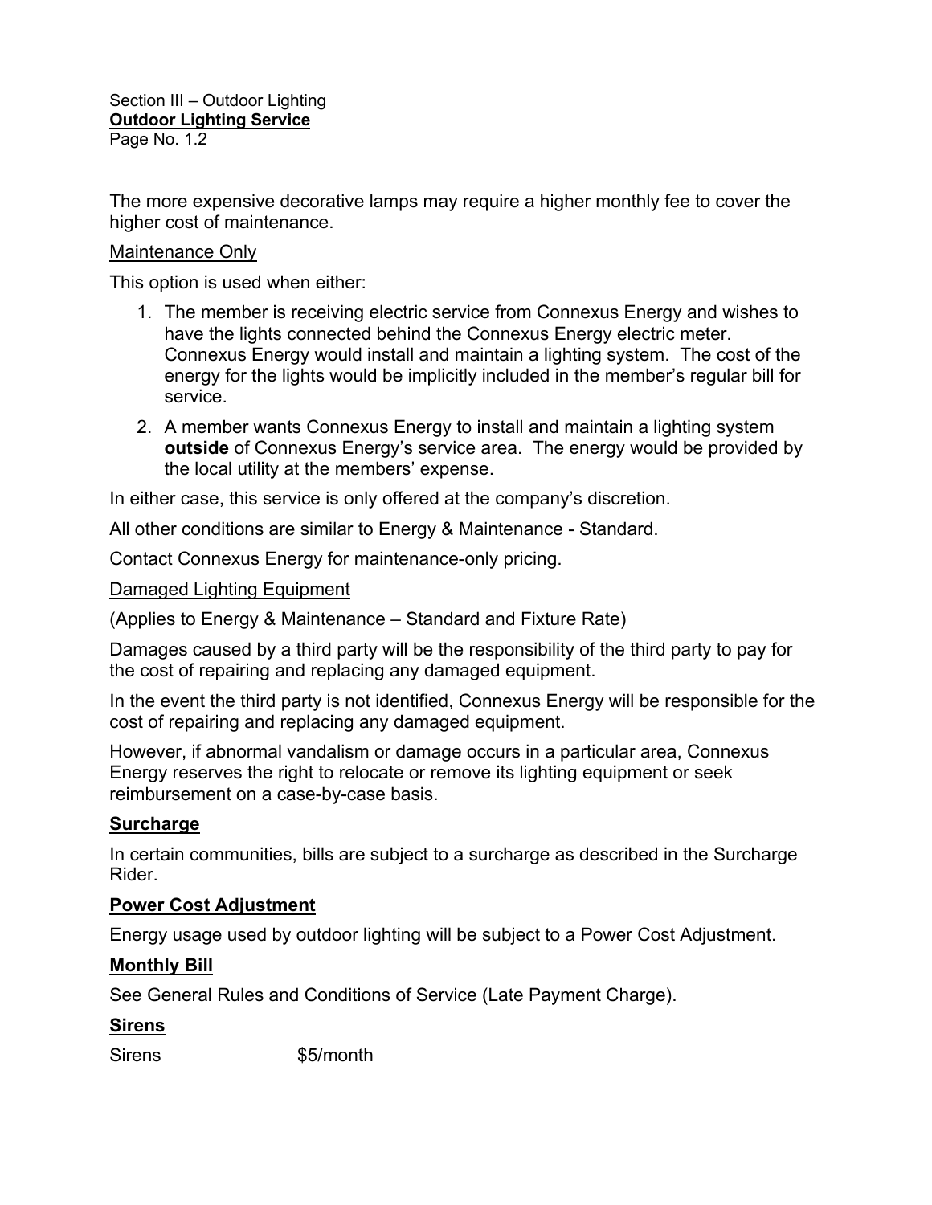The more expensive decorative lamps may require a higher monthly fee to cover the higher cost of maintenance.

Maintenance Only

This option is used when either:

1. The member is receiving electric service from Connexus Energy and wishes to have the lights connected behind the Connexus Energy electric meter. Connexus Energy would install and maintain a lighting system. The cost of the energy for the lights would be implicitly included in the member's regular bill for service.
2. A member wants Connexus Energy to install and maintain a lighting system **outside** of Connexus Energy's service area. The energy would be provided by the local utility at the members' expense.

In either case, this service is only offered at the company's discretion.

All other conditions are similar to Energy & Maintenance - Standard.

Contact Connexus Energy for maintenance-only pricing.

Damaged Lighting Equipment

(Applies to Energy & Maintenance – Standard and Fixture Rate)

Damages caused by a third party will be the responsibility of the third party to pay for the cost of repairing and replacing any damaged equipment.

In the event the third party is not identified, Connexus Energy will be responsible for the cost of repairing and replacing any damaged equipment.

However, if abnormal vandalism or damage occurs in a particular area, Connexus Energy reserves the right to relocate or remove its lighting equipment or seek reimbursement on a case-by-case basis.

## Surcharge

In certain communities, bills are subject to a surcharge as described in the Surcharge Rider.

## Power Cost Adjustment

Energy usage used by outdoor lighting will be subject to a Power Cost Adjustment.

## Monthly Bill

See General Rules and Conditions of Service (Late Payment Charge).

## Sirens

Sirens $5/month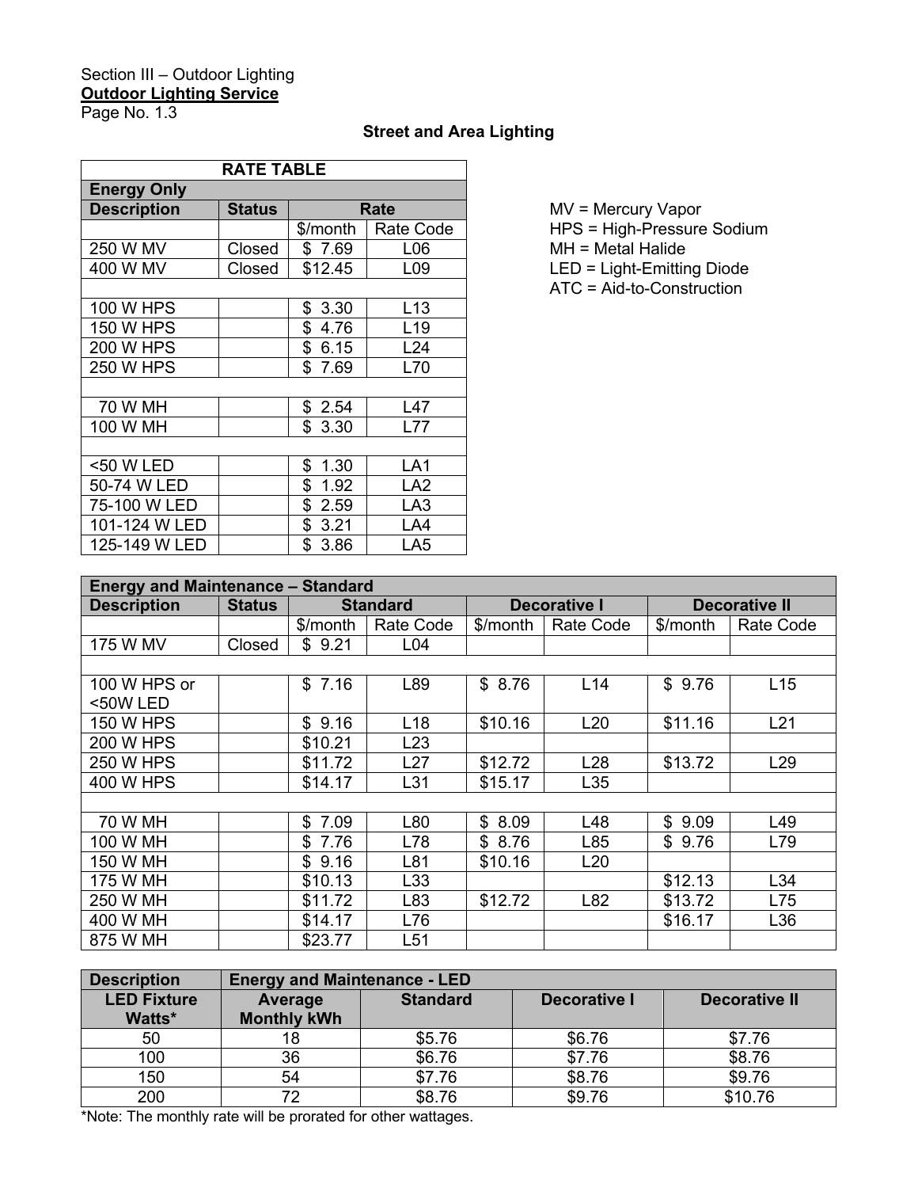Section III – Outdoor Lighting
**Outdoor Lighting Service**
Page No. 1.3

### Street and Area Lighting

| RATE TABLE | | | |
|---|---|---|---|
| **Energy Only** | | | |
| **Description** | **Status** | **Rate** | |
| | | $/month | Rate Code |
| 250 W MV | Closed | $ 7.69 | L06 |
| 400 W MV | Closed | $12.45 | L09 |
| | | | |
| 100 W HPS | | $ 3.30 | L13 |
| 150 W HPS | | $ 4.76 | L19 |
| 200 W HPS | | $ 6.15 | L24 |
| 250 W HPS | | $ 7.69 | L70 |
| | | | |
| 70 W MH | | $ 2.54 | L47 |
| 100 W MH | | $ 3.30 | L77 |
| | | | |
| <50 W LED | | $ 1.30 | LA1 |
| 50-74 W LED | | $ 1.92 | LA2 |
| 75-100 W LED | | $ 2.59 | LA3 |
| 101-124 W LED | | $ 3.21 | LA4 |
| 125-149 W LED | | $ 3.86 | LA5 |

MV = Mercury Vapor
HPS = High-Pressure Sodium
MH = Metal Halide
LED = Light-Emitting Diode
ATC = Aid-to-Construction

| **Energy and Maintenance – Standard** | | | | | | | |
|---|---|---|---|---|---|---|---|
| **Description** | **Status** | **Standard** | | **Decorative I** | | **Decorative II** | |
| | | $/month | Rate Code | $/month | Rate Code | $/month | Rate Code |
| 175 W MV | Closed | $ 9.21 | L04 | | | | |
| | | | | | | | |
| 100 W HPS or <50W LED | | $ 7.16 | L89 | $ 8.76 | L14 | $ 9.76 | L15 |
| 150 W HPS | | $ 9.16 | L18 | $10.16 | L20 | $11.16 | L21 |
| 200 W HPS | | $10.21 | L23 | | | | |
| 250 W HPS | | $11.72 | L27 | $12.72 | L28 | $13.72 | L29 |
| 400 W HPS | | $14.17 | L31 | $15.17 | L35 | | |
| | | | | | | | |
| 70 W MH | | $ 7.09 | L80 | $ 8.09 | L48 | $ 9.09 | L49 |
| 100 W MH | | $ 7.76 | L78 | $ 8.76 | L85 | $ 9.76 | L79 |
| 150 W MH | | $ 9.16 | L81 | $10.16 | L20 | | |
| 175 W MH | | $10.13 | L33 | | | $12.13 | L34 |
| 250 W MH | | $11.72 | L83 | $12.72 | L82 | $13.72 | L75 |
| 400 W MH | | $14.17 | L76 | | | $16.17 | L36 |
| 875 W MH | | $23.77 | L51 | | | | |

| **Description** | **Energy and Maintenance - LED** | | | |
|---|---|---|---|---|
| **LED Fixture Watts*** | **Average Monthly kWh** | **Standard** | **Decorative I** | **Decorative II** |
| 50 | 18 | $5.76 | $6.76 | $7.76 |
| 100 | 36 | $6.76 | $7.76 | $8.76 |
| 150 | 54 | $7.76 | $8.76 | $9.76 |
| 200 | 72 | $8.76 | $9.76 | $10.76 |

*Note: The monthly rate will be prorated for other wattages.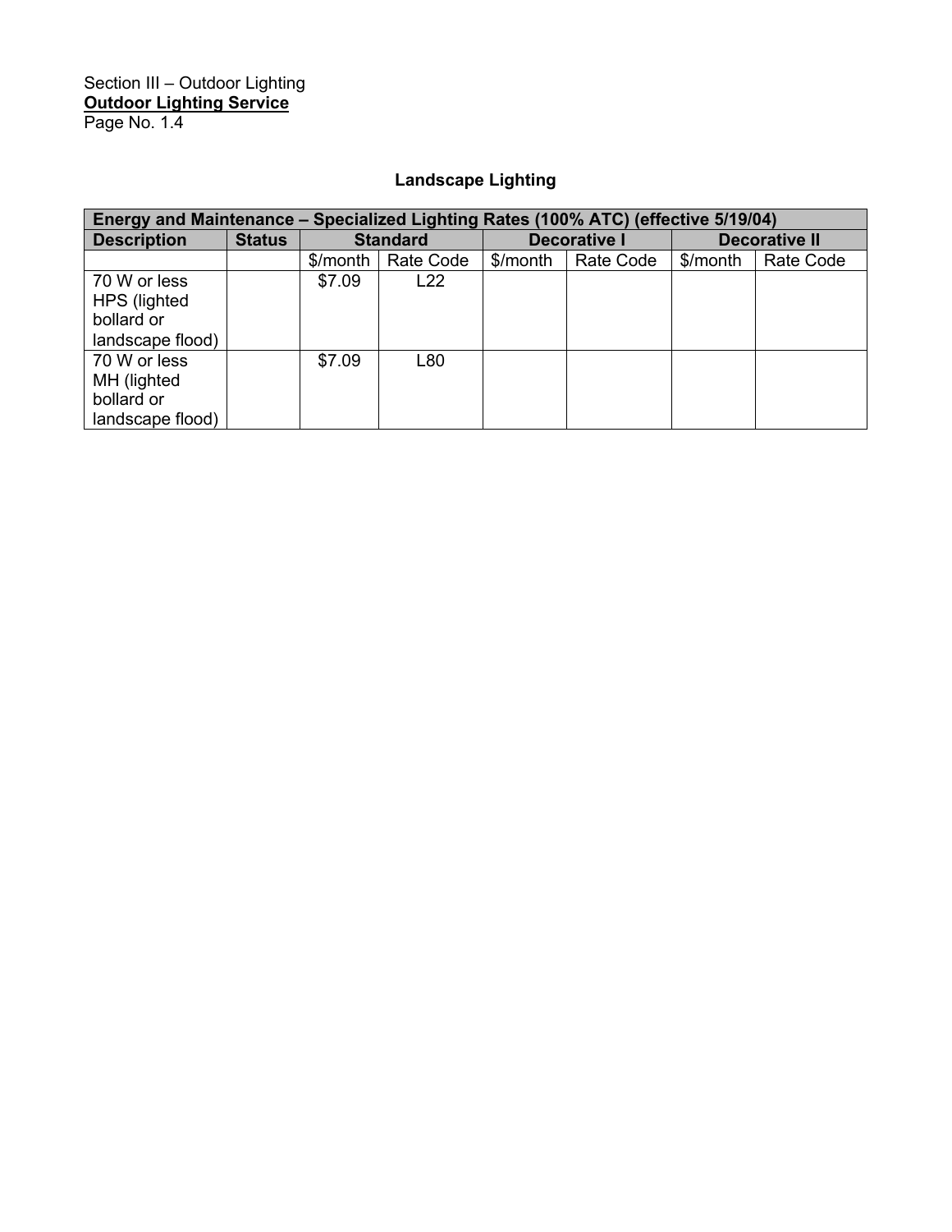Section III – Outdoor Lighting
**Outdoor Lighting Service**

## Landscape Lighting

| Energy and Maintenance – Specialized Lighting Rates (100% ATC) (effective 5/19/04) | | | | | | | |
|---|---|---|---|---|---|---|---|
| **Description** | **Status** | **Standard** | | **Decorative I** | | **Decorative II** | |
| | | $/month | Rate Code | $/month | Rate Code | $/month | Rate Code |
| 70 W or less HPS (lighted bollard or landscape flood) | | $7.09 | L22 | | | | |
| 70 W or less MH (lighted bollard or landscape flood) | | $7.09 | L80 | | | | |